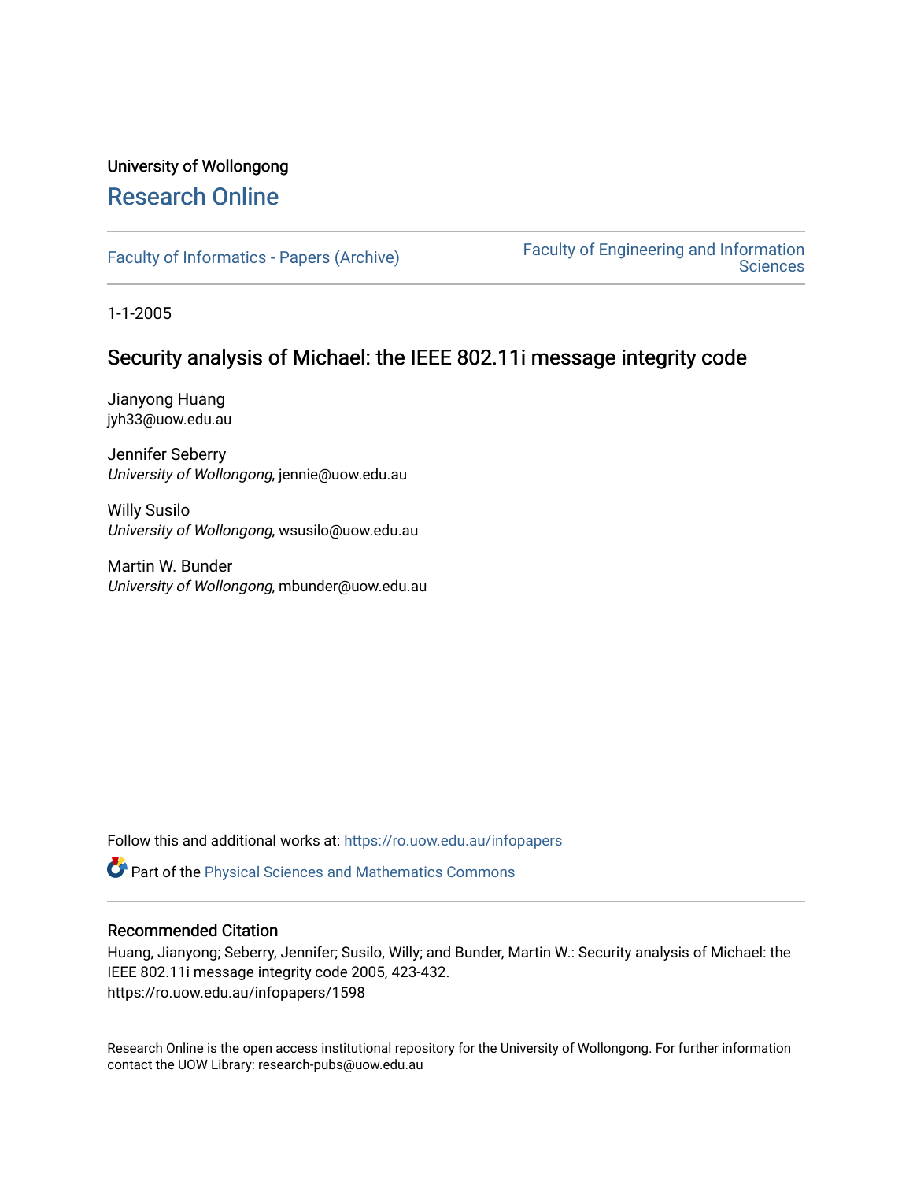University of Wollongong

# Research Online

Faculty of Informatics - Papers (Archive)

Faculty of Engineering and Information Sciences

1-1-2005

## Security analysis of Michael: the IEEE 802.11i message integrity code

Jianyong Huang
jyh33@uow.edu.au

Jennifer Seberry
*University of Wollongong*, jennie@uow.edu.au

Willy Susilo
*University of Wollongong*, wsusilo@uow.edu.au

Martin W. Bunder
*University of Wollongong*, mbunder@uow.edu.au

Follow this and additional works at: https://ro.uow.edu.au/infopapers

Part of the Physical Sciences and Mathematics Commons

### Recommended Citation

Huang, Jianyong; Seberry, Jennifer; Susilo, Willy; and Bunder, Martin W.: Security analysis of Michael: the IEEE 802.11i message integrity code 2005, 423-432.
https://ro.uow.edu.au/infopapers/1598

Research Online is the open access institutional repository for the University of Wollongong. For further information contact the UOW Library: research-pubs@uow.edu.au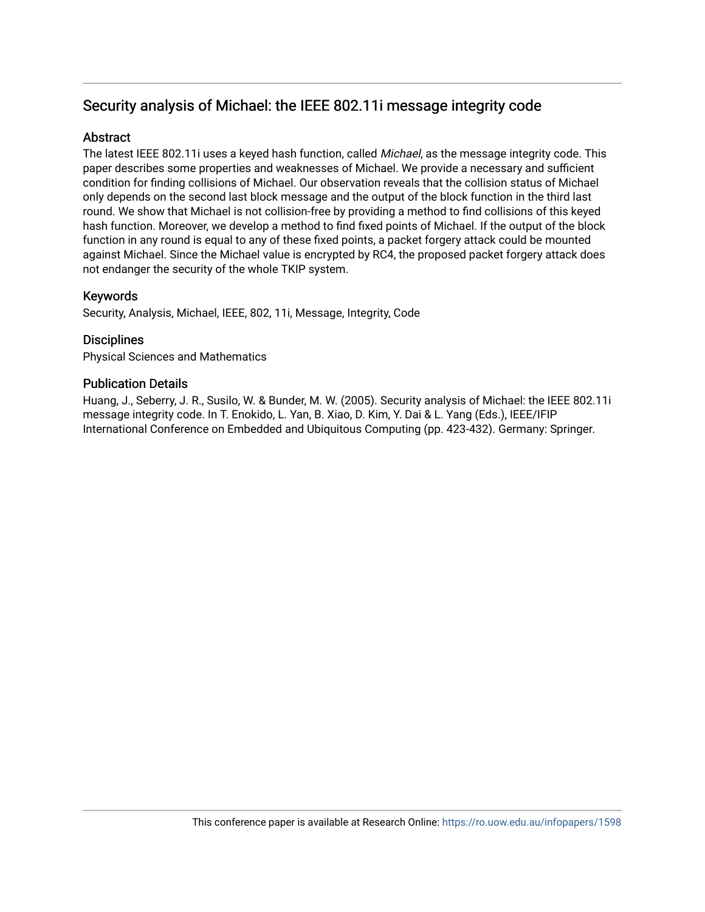## Security analysis of Michael: the IEEE 802.11i message integrity code

### Abstract

The latest IEEE 802.11i uses a keyed hash function, called *Michael*, as the message integrity code. This paper describes some properties and weaknesses of Michael. We provide a necessary and sufficient condition for finding collisions of Michael. Our observation reveals that the collision status of Michael only depends on the second last block message and the output of the block function in the third last round. We show that Michael is not collision-free by providing a method to find collisions of this keyed hash function. Moreover, we develop a method to find fixed points of Michael. If the output of the block function in any round is equal to any of these fixed points, a packet forgery attack could be mounted against Michael. Since the Michael value is encrypted by RC4, the proposed packet forgery attack does not endanger the security of the whole TKIP system.

### Keywords

Security, Analysis, Michael, IEEE, 802, 11i, Message, Integrity, Code

### Disciplines

Physical Sciences and Mathematics

### Publication Details

Huang, J., Seberry, J. R., Susilo, W. & Bunder, M. W. (2005). Security analysis of Michael: the IEEE 802.11i message integrity code. In T. Enokido, L. Yan, B. Xiao, D. Kim, Y. Dai & L. Yang (Eds.), IEEE/IFIP International Conference on Embedded and Ubiquitous Computing (pp. 423-432). Germany: Springer.

This conference paper is available at Research Online: https://ro.uow.edu.au/infopapers/1598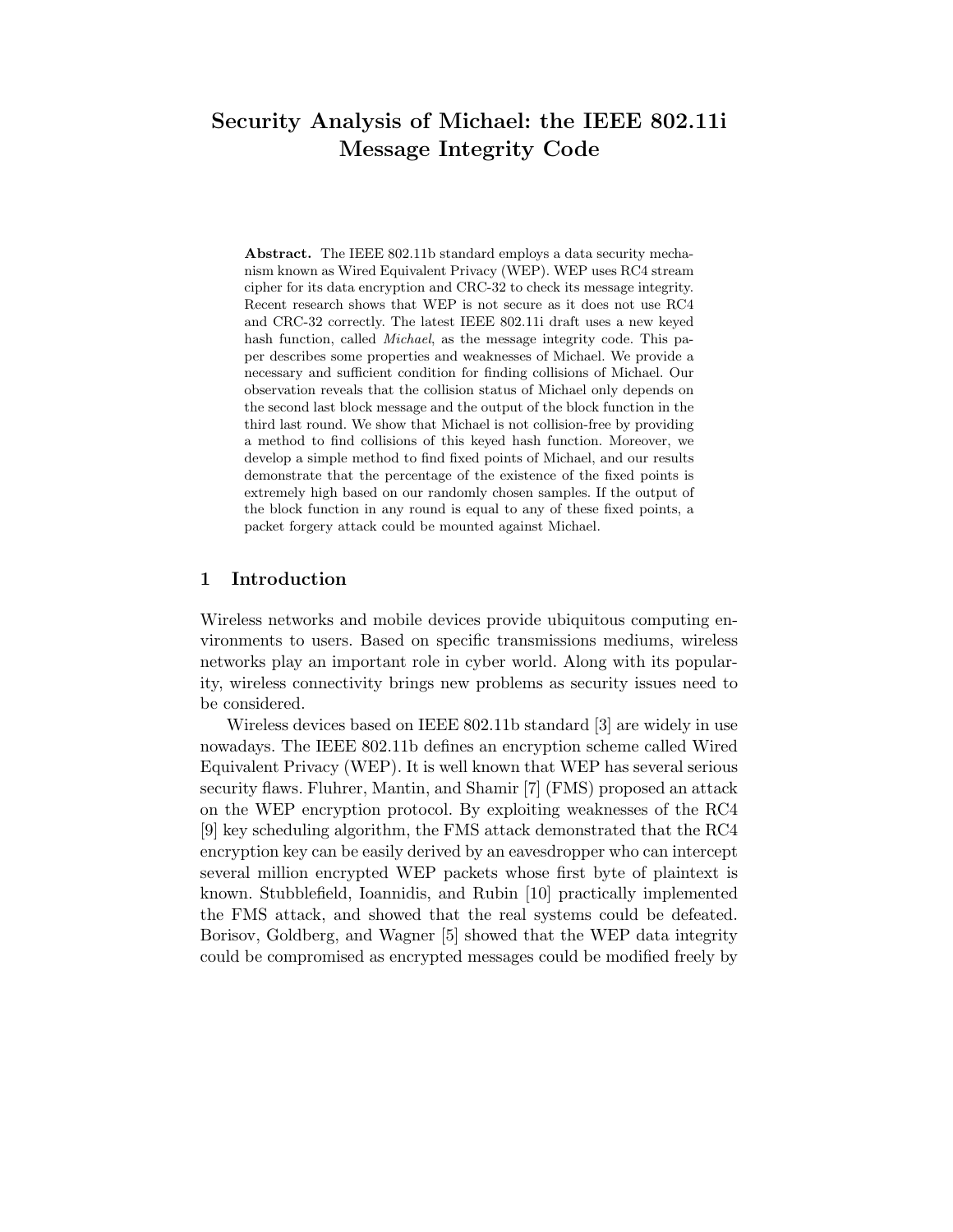# Security Analysis of Michael: the IEEE 802.11i Message Integrity Code

**Abstract.** The IEEE 802.11b standard employs a data security mechanism known as Wired Equivalent Privacy (WEP). WEP uses RC4 stream cipher for its data encryption and CRC-32 to check its message integrity. Recent research shows that WEP is not secure as it does not use RC4 and CRC-32 correctly. The latest IEEE 802.11i draft uses a new keyed hash function, called *Michael*, as the message integrity code. This paper describes some properties and weaknesses of Michael. We provide a necessary and sufficient condition for finding collisions of Michael. Our observation reveals that the collision status of Michael only depends on the second last block message and the output of the block function in the third last round. We show that Michael is not collision-free by providing a method to find collisions of this keyed hash function. Moreover, we develop a simple method to find fixed points of Michael, and our results demonstrate that the percentage of the existence of the fixed points is extremely high based on our randomly chosen samples. If the output of the block function in any round is equal to any of these fixed points, a packet forgery attack could be mounted against Michael.

## 1 Introduction

Wireless networks and mobile devices provide ubiquitous computing environments to users. Based on specific transmissions mediums, wireless networks play an important role in cyber world. Along with its popularity, wireless connectivity brings new problems as security issues need to be considered.

Wireless devices based on IEEE 802.11b standard [3] are widely in use nowadays. The IEEE 802.11b defines an encryption scheme called Wired Equivalent Privacy (WEP). It is well known that WEP has several serious security flaws. Fluhrer, Mantin, and Shamir [7] (FMS) proposed an attack on the WEP encryption protocol. By exploiting weaknesses of the RC4 [9] key scheduling algorithm, the FMS attack demonstrated that the RC4 encryption key can be easily derived by an eavesdropper who can intercept several million encrypted WEP packets whose first byte of plaintext is known. Stubblefield, Ioannidis, and Rubin [10] practically implemented the FMS attack, and showed that the real systems could be defeated. Borisov, Goldberg, and Wagner [5] showed that the WEP data integrity could be compromised as encrypted messages could be modified freely by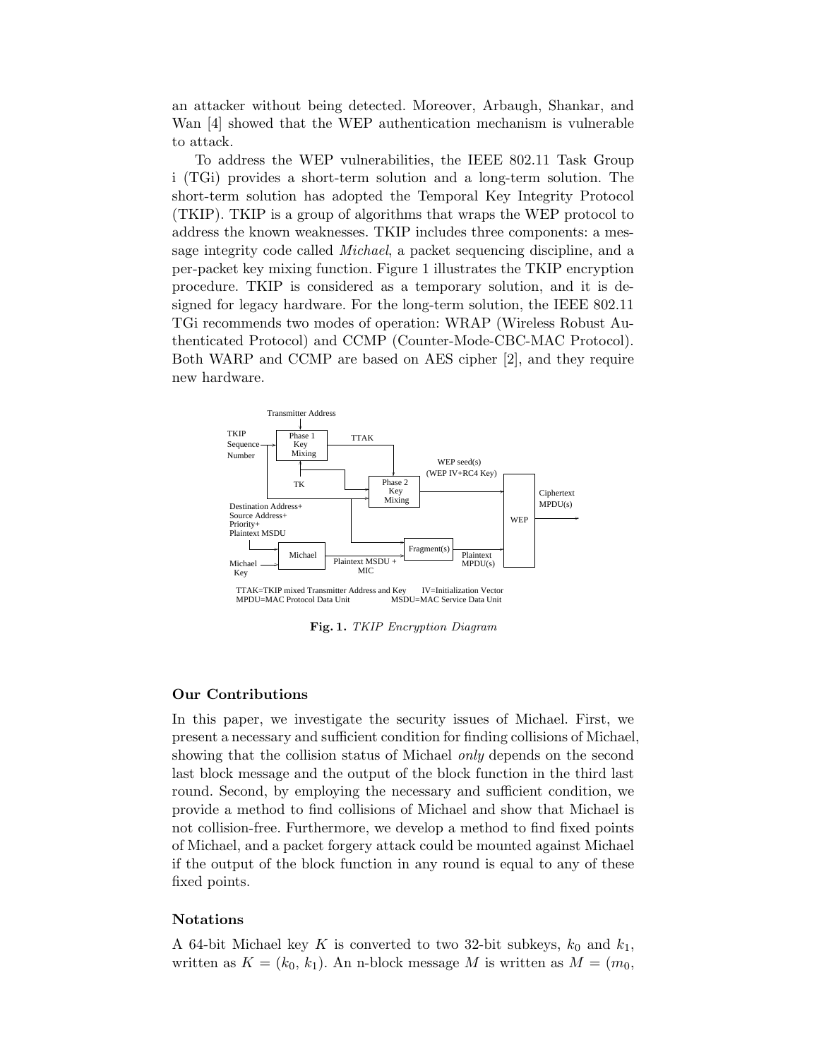an attacker without being detected. Moreover, Arbaugh, Shankar, and Wan [4] showed that the WEP authentication mechanism is vulnerable to attack.

To address the WEP vulnerabilities, the IEEE 802.11 Task Group i (TGi) provides a short-term solution and a long-term solution. The short-term solution has adopted the Temporal Key Integrity Protocol (TKIP). TKIP is a group of algorithms that wraps the WEP protocol to address the known weaknesses. TKIP includes three components: a message integrity code called *Michael*, a packet sequencing discipline, and a per-packet key mixing function. Figure 1 illustrates the TKIP encryption procedure. TKIP is considered as a temporary solution, and it is designed for legacy hardware. For the long-term solution, the IEEE 802.11 TGi recommends two modes of operation: WRAP (Wireless Robust Authenticated Protocol) and CCMP (Counter-Mode-CBC-MAC Protocol). Both WARP and CCMP are based on AES cipher [2], and they require new hardware.

Transmitter Address
TKIP Sequence Number
Phase 1 Key Mixing
TTAK
TK
Phase 2 Key Mixing
WEP seed(s) (WEP IV+RC4 Key)
WEP
Ciphertext MPDU(s)
Destination Address+ Source Address+ Priority+ Plaintext MSDU
Michael
Michael Key
Plaintext MSDU + MIC
Fragment(s)
Plaintext MPDU(s)

TTAK=TKIP mixed Transmitter Address and Key IV=Initialization Vector
MPDU=MAC Protocol Data Unit MSDU=MAC Service Data Unit

**Fig. 1.** *TKIP Encryption Diagram*

### Our Contributions

In this paper, we investigate the security issues of Michael. First, we present a necessary and sufficient condition for finding collisions of Michael, showing that the collision status of Michael *only* depends on the second last block message and the output of the block function in the third last round. Second, by employing the necessary and sufficient condition, we provide a method to find collisions of Michael and show that Michael is not collision-free. Furthermore, we develop a method to find fixed points of Michael, and a packet forgery attack could be mounted against Michael if the output of the block function in any round is equal to any of these fixed points.

### Notations

A 64-bit Michael key $K$ is converted to two 32-bit subkeys, $k_0$ and $k_1$, written as $K = (k_0, k_1)$. An n-block message $M$ is written as $M = (m_0,$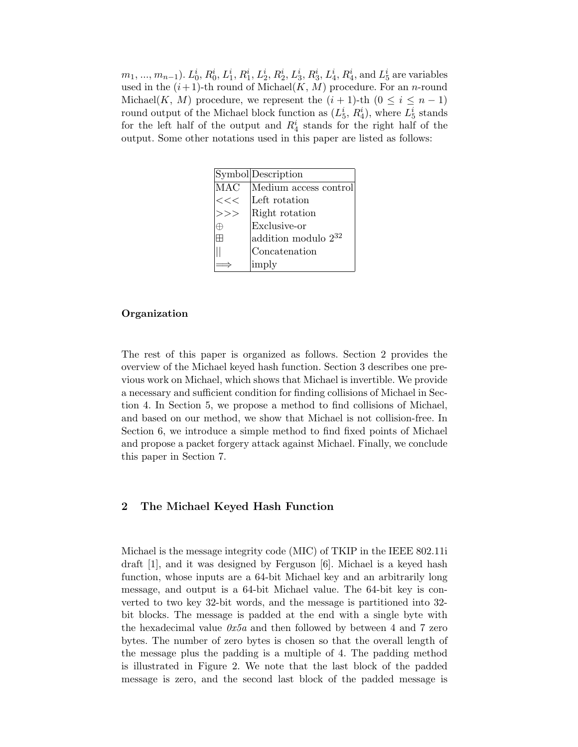$m_1, ..., m_{n-1}$). $L_0^i$, $R_0^i$, $L_1^i$, $R_1^i$, $L_2^i$, $R_2^i$, $L_3^i$, $R_3^i$, $L_4^i$, $R_4^i$, and $L_5^i$ are variables used in the $(i+1)$-th round of Michael($K$, $M$) procedure. For an $n$-round Michael($K$, $M$) procedure, we represent the $(i+1)$-th ($0 \leq i \leq n-1$) round output of the Michael block function as ($L_5^i$, $R_4^i$), where $L_5^i$ stands for the left half of the output and $R_4^i$ stands for the right half of the output. Some other notations used in this paper are listed as follows:

| Symbol | Description |
|---|---|
| MAC | Medium access control |
| $<<<$ | Left rotation |
| $>>>$ | Right rotation |
| $\oplus$ | Exclusive-or |
| $\boxplus$ | addition modulo $2^{32}$ |
| $\|\|$ | Concatenation |
| $\Longrightarrow$ | imply |

**Organization**

The rest of this paper is organized as follows. Section 2 provides the overview of the Michael keyed hash function. Section 3 describes one previous work on Michael, which shows that Michael is invertible. We provide a necessary and sufficient condition for finding collisions of Michael in Section 4. In Section 5, we propose a method to find collisions of Michael, and based on our method, we show that Michael is not collision-free. In Section 6, we introduce a simple method to find fixed points of Michael and propose a packet forgery attack against Michael. Finally, we conclude this paper in Section 7.

## 2 The Michael Keyed Hash Function

Michael is the message integrity code (MIC) of TKIP in the IEEE 802.11i draft [1], and it was designed by Ferguson [6]. Michael is a keyed hash function, whose inputs are a 64-bit Michael key and an arbitrarily long message, and output is a 64-bit Michael value. The 64-bit key is converted to two key 32-bit words, and the message is partitioned into 32-bit blocks. The message is padded at the end with a single byte with the hexadecimal value *0x5a* and then followed by between 4 and 7 zero bytes. The number of zero bytes is chosen so that the overall length of the message plus the padding is a multiple of 4. The padding method is illustrated in Figure 2. We note that the last block of the padded message is zero, and the second last block of the padded message is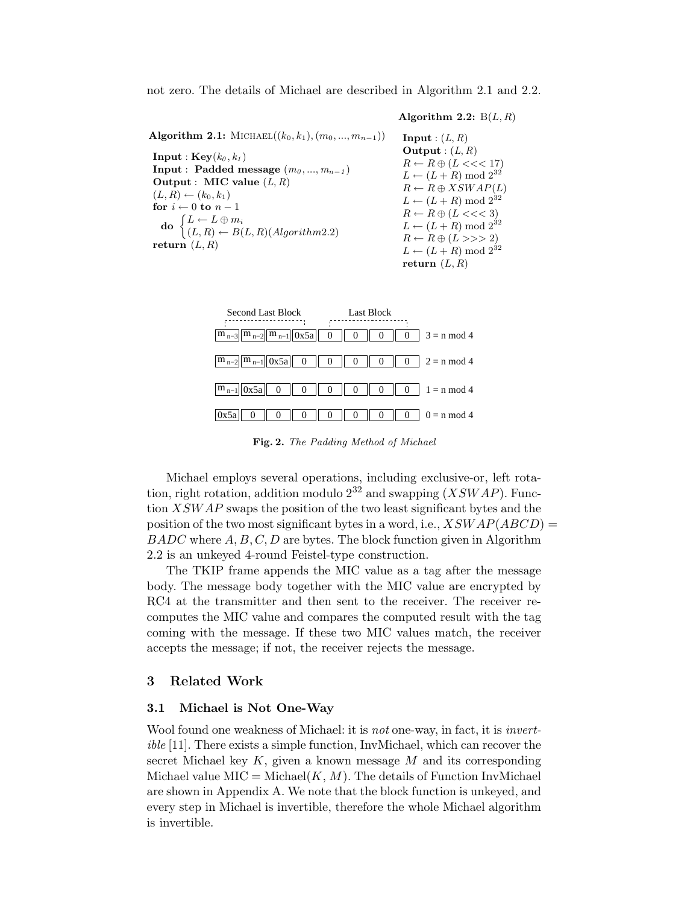not zero. The details of Michael are described in Algorithm 2.1 and 2.2.

**Algorithm 2.1:** $\text{MICHAEL}((k_0, k_1), (m_0, ..., m_{n-1}))$

**Input** : **Key**$(k_0, k_1)$
**Input** : **Padded message** $(m_0, ..., m_{n-1})$
**Output** : **MIC value** $(L, R)$
$(L, R) \leftarrow (k_0, k_1)$
**for** $i \leftarrow 0$ **to** $n - 1$
**do** $\begin{cases} L \leftarrow L \oplus m_i \\ (L, R) \leftarrow B(L, R)(Algorithm 2.2) \end{cases}$
**return** $(L, R)$

**Algorithm 2.2:** $\text{B}(L, R)$

**Input** : $(L, R)$
**Output** : $(L, R)$
$R \leftarrow R \oplus (L <<< 17)$
$L \leftarrow (L + R) \bmod 2^{32}$
$R \leftarrow R \oplus XSWAP(L)$
$L \leftarrow (L + R) \bmod 2^{32}$
$R \leftarrow R \oplus (L <<< 3)$
$L \leftarrow (L + R) \bmod 2^{32}$
$R \leftarrow R \oplus (L >>> 2)$
$L \leftarrow (L + R) \bmod 2^{32}$
**return** $(L, R)$

| Second Last Block | | | | Last Block | | | | |
|---|---|---|---|---|---|---|---|---|
| $m_{n-3}$ | $m_{n-2}$ | $m_{n-1}$ | 0x5a | 0 | 0 | 0 | 0 | $3 = n \bmod 4$ |
| $m_{n-2}$ | $m_{n-1}$ | 0x5a | 0 | 0 | 0 | 0 | 0 | $2 = n \bmod 4$ |
| $m_{n-1}$ | 0x5a | 0 | 0 | 0 | 0 | 0 | 0 | $1 = n \bmod 4$ |
| 0x5a | 0 | 0 | 0 | 0 | 0 | 0 | 0 | $0 = n \bmod 4$ |

**Fig. 2.** *The Padding Method of Michael*

Michael employs several operations, including exclusive-or, left rotation, right rotation, addition modulo $2^{32}$ and swapping ($XSWAP$). Function $XSWAP$ swaps the position of the two least significant bytes and the position of the two most significant bytes in a word, i.e., $XSWAP(ABCD) = BADC$ where $A, B, C, D$ are bytes. The block function given in Algorithm 2.2 is an unkeyed 4-round Feistel-type construction.

The TKIP frame appends the MIC value as a tag after the message body. The message body together with the MIC value are encrypted by RC4 at the transmitter and then sent to the receiver. The receiver recomputes the MIC value and compares the computed result with the tag coming with the message. If these two MIC values match, the receiver accepts the message; if not, the receiver rejects the message.

## 3 Related Work

### 3.1 Michael is Not One-Way

Wool found one weakness of Michael: it is *not* one-way, in fact, it is *invertible* [11]. There exists a simple function, InvMichael, which can recover the secret Michael key $K$, given a known message $M$ and its corresponding Michael value $\text{MIC} = \text{Michael}(K, M)$. The details of Function InvMichael are shown in Appendix A. We note that the block function is unkeyed, and every step in Michael is invertible, therefore the whole Michael algorithm is invertible.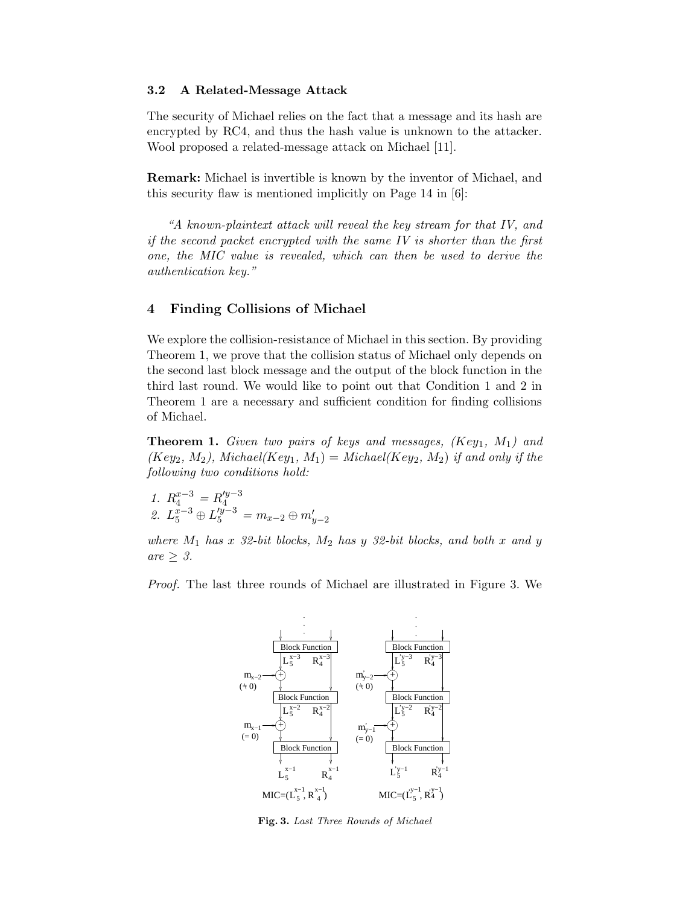### 3.2 A Related-Message Attack

The security of Michael relies on the fact that a message and its hash are encrypted by RC4, and thus the hash value is unknown to the attacker. Wool proposed a related-message attack on Michael [11].

**Remark:** Michael is invertible is known by the inventor of Michael, and this security flaw is mentioned implicitly on Page 14 in [6]:

*"A known-plaintext attack will reveal the key stream for that IV, and if the second packet encrypted with the same IV is shorter than the first one, the MIC value is revealed, which can then be used to derive the authentication key."*

## 4 Finding Collisions of Michael

We explore the collision-resistance of Michael in this section. By providing Theorem 1, we prove that the collision status of Michael only depends on the second last block message and the output of the block function in the third last round. We would like to point out that Condition 1 and 2 in Theorem 1 are a necessary and sufficient condition for finding collisions of Michael.

**Theorem 1.** *Given two pairs of keys and messages, ($Key_1$, $M_1$) and ($Key_2$, $M_2$), Michael($Key_1$, $M_1$) = Michael($Key_2$, $M_2$) if and only if the following two conditions hold:*

1. $R_4^{x-3} = R_4'^{y-3}$
2. $L_5^{x-3} \oplus L_5'^{y-3} = m_{x-2} \oplus m'_{y-2}$

*where $M_1$ has $x$ 32-bit blocks, $M_2$ has $y$ 32-bit blocks, and both $x$ and $y$ are $\geq 3$.*

*Proof.* The last three rounds of Michael are illustrated in Figure 3. We

**Fig. 3.** *Last Three Rounds of Michael*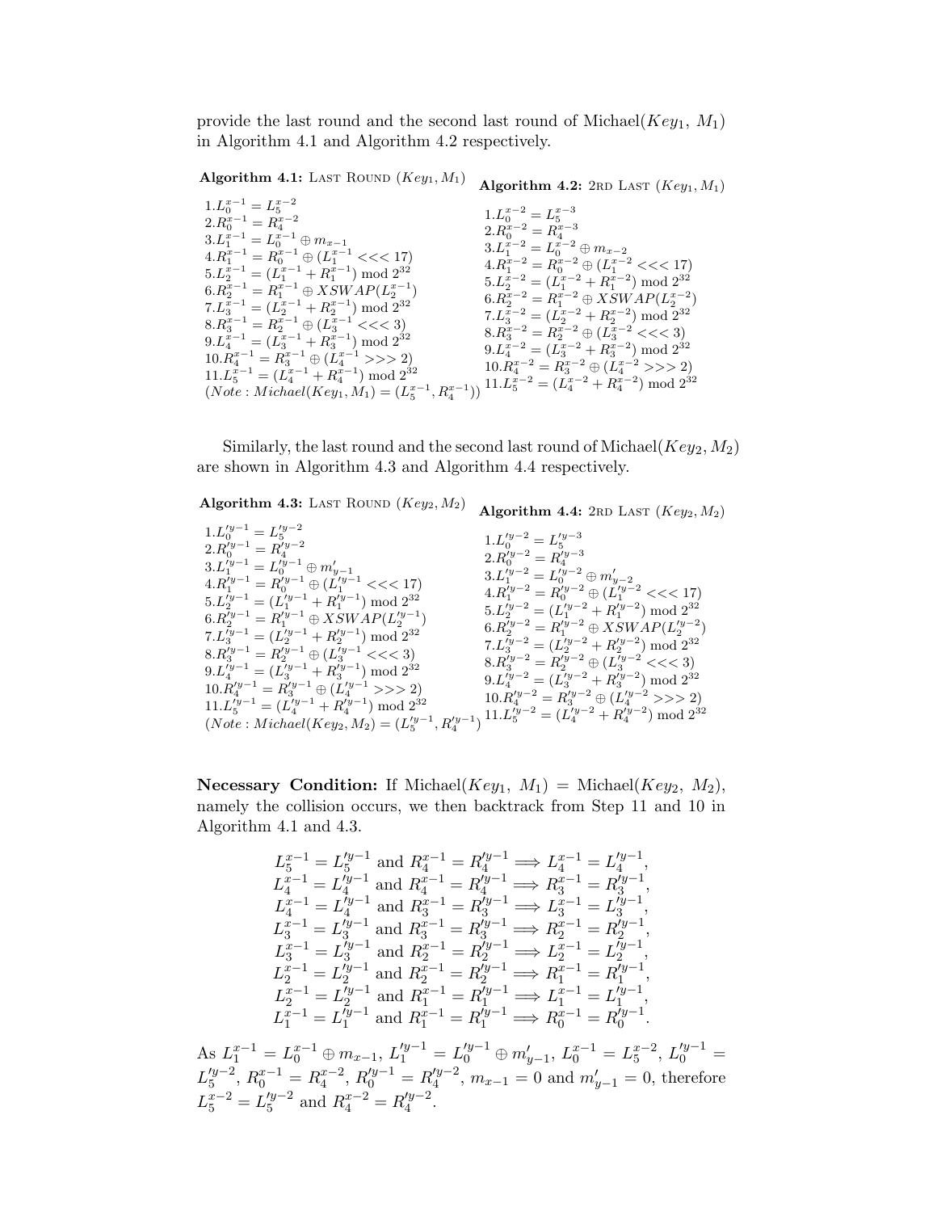provide the last round and the second last round of Michael($Key_1$, $M_1$) in Algorithm 4.1 and Algorithm 4.2 respectively.

**Algorithm 4.1:** LAST ROUND ($Key_1, M_1$)

1.$L_0^{x-1} = L_5^{x-2}$
2.$R_0^{x-1} = R_4^{x-2}$
3.$L_1^{x-1} = L_0^{x-1} \oplus m_{x-1}$
4.$R_1^{x-1} = R_0^{x-1} \oplus (L_1^{x-1} <<< 17)$
5.$L_2^{x-1} = (L_1^{x-1} + R_1^{x-1}) \bmod 2^{32}$
6.$R_2^{x-1} = R_1^{x-1} \oplus XSWAP(L_2^{x-1})$
7.$L_3^{x-1} = (L_2^{x-1} + R_2^{x-1}) \bmod 2^{32}$
8.$R_3^{x-1} = R_2^{x-1} \oplus (L_3^{x-1} <<< 3)$
9.$L_4^{x-1} = (L_3^{x-1} + R_3^{x-1}) \bmod 2^{32}$
10.$R_4^{x-1} = R_3^{x-1} \oplus (L_4^{x-1} >>> 2)$
11.$L_5^{x-1} = (L_4^{x-1} + R_4^{x-1}) \bmod 2^{32}$
($Note: Michael(Key_1, M_1) = (L_5^{x-1}, R_4^{x-1})$)

**Algorithm 4.2:** 2RD LAST ($Key_1, M_1$)

1.$L_0^{x-2} = L_5^{x-3}$
2.$R_0^{x-2} = R_4^{x-3}$
3.$L_1^{x-2} = L_0^{x-2} \oplus m_{x-2}$
4.$R_1^{x-2} = R_0^{x-2} \oplus (L_1^{x-2} <<< 17)$
5.$L_2^{x-2} = (L_1^{x-2} + R_1^{x-2}) \bmod 2^{32}$
6.$R_2^{x-2} = R_1^{x-2} \oplus XSWAP(L_2^{x-2})$
7.$L_3^{x-2} = (L_2^{x-2} + R_2^{x-2}) \bmod 2^{32}$
8.$R_3^{x-2} = R_2^{x-2} \oplus (L_3^{x-2} <<< 3)$
9.$L_4^{x-2} = (L_3^{x-2} + R_3^{x-2}) \bmod 2^{32}$
10.$R_4^{x-2} = R_3^{x-2} \oplus (L_4^{x-2} >>> 2)$
11.$L_5^{x-2} = (L_4^{x-2} + R_4^{x-2}) \bmod 2^{32}$

Similarly, the last round and the second last round of Michael($Key_2, M_2$) are shown in Algorithm 4.3 and Algorithm 4.4 respectively.

**Algorithm 4.3:** LAST ROUND ($Key_2, M_2$)

1.$L_0'^{y-1} = L_5'^{y-2}$
2.$R_0'^{y-1} = R_4'^{y-2}$
3.$L_1'^{y-1} = L_0'^{y-1} \oplus m'_{y-1}$
4.$R_1'^{y-1} = R_0'^{y-1} \oplus (L_1'^{y-1} <<< 17)$
5.$L_2'^{y-1} = (L_1'^{y-1} + R_1'^{y-1}) \bmod 2^{32}$
6.$R_2'^{y-1} = R_1'^{y-1} \oplus XSWAP(L_2'^{y-1})$
7.$L_3'^{y-1} = (L_2'^{y-1} + R_2'^{y-1}) \bmod 2^{32}$
8.$R_3'^{y-1} = R_2'^{y-1} \oplus (L_3'^{y-1} <<< 3)$
9.$L_4'^{y-1} = (L_3'^{y-1} + R_3'^{y-1}) \bmod 2^{32}$
10.$R_4'^{y-1} = R_3'^{y-1} \oplus (L_4'^{y-1} >>> 2)$
11.$L_5'^{y-1} = (L_4'^{y-1} + R_4'^{y-1}) \bmod 2^{32}$
($Note: Michael(Key_2, M_2) = (L_5'^{y-1}, R_4'^{y-1})$)

**Algorithm 4.4:** 2RD LAST ($Key_2, M_2$)

1.$L_0'^{y-2} = L_5'^{y-3}$
2.$R_0'^{y-2} = R_4'^{y-3}$
3.$L_1'^{y-2} = L_0'^{y-2} \oplus m'_{y-2}$
4.$R_1'^{y-2} = R_0'^{y-2} \oplus (L_1'^{y-2} <<< 17)$
5.$L_2'^{y-2} = (L_1'^{y-2} + R_1'^{y-2}) \bmod 2^{32}$
6.$R_2'^{y-2} = R_1'^{y-2} \oplus XSWAP(L_2'^{y-2})$
7.$L_3'^{y-2} = (L_2'^{y-2} + R_2'^{y-2}) \bmod 2^{32}$
8.$R_3'^{y-2} = R_2'^{y-2} \oplus (L_3'^{y-2} <<< 3)$
9.$L_4'^{y-2} = (L_3'^{y-2} + R_3'^{y-2}) \bmod 2^{32}$
10.$R_4'^{y-2} = R_3'^{y-2} \oplus (L_4'^{y-2} >>> 2)$
11.$L_5'^{y-2} = (L_4'^{y-2} + R_4'^{y-2}) \bmod 2^{32}$

**Necessary Condition:** If Michael($Key_1$, $M_1$) = Michael($Key_2$, $M_2$), namely the collision occurs, we then backtrack from Step 11 and 10 in Algorithm 4.1 and 4.3.

$$
\begin{aligned}
L_5^{x-1} = L_5'^{y-1} \text{ and } R_4^{x-1} = R_4'^{y-1} &\Longrightarrow L_4^{x-1} = L_4'^{y-1},\\
L_4^{x-1} = L_4'^{y-1} \text{ and } R_4^{x-1} = R_4'^{y-1} &\Longrightarrow R_3^{x-1} = R_3'^{y-1},\\
L_4^{x-1} = L_4'^{y-1} \text{ and } R_3^{x-1} = R_3'^{y-1} &\Longrightarrow L_3^{x-1} = L_3'^{y-1},\\
L_3^{x-1} = L_3'^{y-1} \text{ and } R_3^{x-1} = R_3'^{y-1} &\Longrightarrow R_2^{x-1} = R_2'^{y-1},\\
L_3^{x-1} = L_3'^{y-1} \text{ and } R_2^{x-1} = R_2'^{y-1} &\Longrightarrow L_2^{x-1} = L_2'^{y-1},\\
L_2^{x-1} = L_2'^{y-1} \text{ and } R_2^{x-1} = R_2'^{y-1} &\Longrightarrow R_1^{x-1} = R_1'^{y-1},\\
L_2^{x-1} = L_2'^{y-1} \text{ and } R_1^{x-1} = R_1'^{y-1} &\Longrightarrow L_1^{x-1} = L_1'^{y-1},\\
L_1^{x-1} = L_1'^{y-1} \text{ and } R_1^{x-1} = R_1'^{y-1} &\Longrightarrow R_0^{x-1} = R_0'^{y-1}.
\end{aligned}
$$

As $L_1^{x-1} = L_0^{x-1} \oplus m_{x-1}$, $L_1'^{y-1} = L_0'^{y-1} \oplus m'_{y-1}$, $L_0^{x-1} = L_5^{x-2}$, $L_0'^{y-1} = L_5'^{y-2}$, $R_0^{x-1} = R_4^{x-2}$, $R_0'^{y-1} = R_4'^{y-2}$, $m_{x-1} = 0$ and $m'_{y-1} = 0$, therefore $L_5^{x-2} = L_5'^{y-2}$ and $R_4^{x-2} = R_4'^{y-2}$.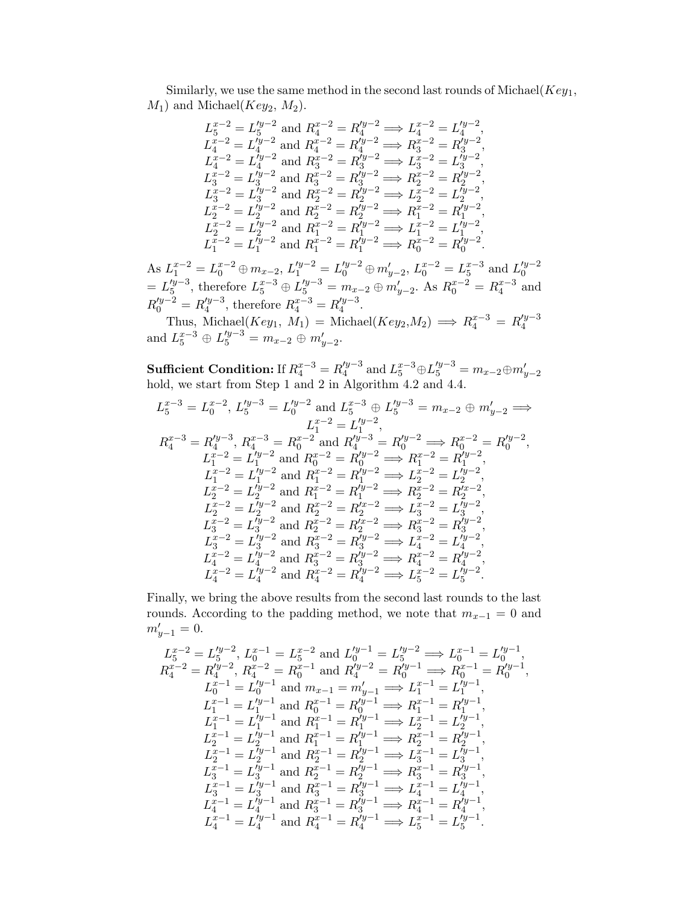Similarly, we use the same method in the second last rounds of Michael($Key_1$, $M_1$) and Michael($Key_2$, $M_2$).

$$
\begin{aligned}
L_5^{x-2} = L_5'^{y-2} \text{ and } R_4^{x-2} = R_4'^{y-2} &\Longrightarrow L_4^{x-2} = L_4'^{y-2},\\
L_4^{x-2} = L_4'^{y-2} \text{ and } R_4^{x-2} = R_4'^{y-2} &\Longrightarrow R_3^{x-2} = R_3'^{y-2},\\
L_4^{x-2} = L_4'^{y-2} \text{ and } R_3^{x-2} = R_3'^{y-2} &\Longrightarrow L_3^{x-2} = L_3'^{y-2},\\
L_3^{x-2} = L_3'^{y-2} \text{ and } R_3^{x-2} = R_3'^{y-2} &\Longrightarrow R_2^{x-2} = R_2'^{y-2},\\
L_3^{x-2} = L_3'^{y-2} \text{ and } R_2^{x-2} = R_2'^{y-2} &\Longrightarrow L_2^{x-2} = L_2'^{y-2},\\
L_2^{x-2} = L_2'^{y-2} \text{ and } R_2^{x-2} = R_2'^{y-2} &\Longrightarrow R_1^{x-2} = R_1'^{y-2},\\
L_2^{x-2} = L_2'^{y-2} \text{ and } R_1^{x-2} = R_1'^{y-2} &\Longrightarrow L_1^{x-2} = L_1'^{y-2},\\
L_1^{x-2} = L_1'^{y-2} \text{ and } R_1^{x-2} = R_1'^{y-2} &\Longrightarrow R_0^{x-2} = R_0'^{y-2}.
\end{aligned}
$$

As $L_1^{x-2} = L_0^{x-2} \oplus m_{x-2}$, $L_1'^{y-2} = L_0'^{y-2} \oplus m'_{y-2}$, $L_0^{x-2} = L_5^{x-3}$ and $L_0'^{y-2} = L_5'^{y-3}$, therefore $L_5^{x-3} \oplus L_5'^{y-3} = m_{x-2} \oplus m'_{y-2}$. As $R_0^{x-2} = R_4^{x-3}$ and $R_0'^{y-2} = R_4'^{y-3}$, therefore $R_4^{x-3} = R_4'^{y-3}$.

Thus, Michael($Key_1$, $M_1$) = Michael($Key_2$,$M_2$) $\Longrightarrow R_4^{x-3} = R_4'^{y-3}$ and $L_5^{x-3} \oplus L_5'^{y-3} = m_{x-2} \oplus m'_{y-2}$.

**Sufficient Condition:** If $R_4^{x-3} = R_4'^{y-3}$ and $L_5^{x-3} \oplus L_5'^{y-3} = m_{x-2} \oplus m'_{y-2}$ hold, we start from Step 1 and 2 in Algorithm 4.2 and 4.4.

$$
\begin{aligned}
&L_5^{x-3} = L_0^{x-2},\ L_5'^{y-3} = L_0'^{y-2} \text{ and } L_5^{x-3} \oplus L_5'^{y-3} = m_{x-2} \oplus m'_{y-2} \Longrightarrow L_1^{x-2} = L_1'^{y-2},\\
&R_4^{x-3} = R_4'^{y-3},\ R_4^{x-3} = R_0^{x-2} \text{ and } R_4'^{y-3} = R_0'^{y-2} \Longrightarrow R_0^{x-2} = R_0'^{y-2},\\
&L_1^{x-2} = L_1'^{y-2} \text{ and } R_0^{x-2} = R_0'^{y-2} \Longrightarrow R_1^{x-2} = R_1'^{y-2},\\
&L_1^{x-2} = L_1'^{y-2} \text{ and } R_1^{x-2} = R_1'^{y-2} \Longrightarrow L_2^{x-2} = L_2'^{y-2},\\
&L_2^{x-2} = L_2'^{y-2} \text{ and } R_1^{x-2} = R_1'^{y-2} \Longrightarrow R_2^{x-2} = R_2'^{x-2},\\
&L_2^{x-2} = L_2'^{y-2} \text{ and } R_2^{x-2} = R_2'^{x-2} \Longrightarrow L_3^{x-2} = L_3'^{y-2},\\
&L_3^{x-2} = L_3'^{y-2} \text{ and } R_2^{x-2} = R_2'^{x-2} \Longrightarrow R_3^{x-2} = R_3'^{y-2},\\
&L_3^{x-2} = L_3'^{y-2} \text{ and } R_3^{x-2} = R_3'^{y-2} \Longrightarrow L_4^{x-2} = L_4'^{y-2},\\
&L_4^{x-2} = L_4'^{y-2} \text{ and } R_3^{x-2} = R_3'^{y-2} \Longrightarrow R_4^{x-2} = R_4'^{y-2},\\
&L_4^{x-2} = L_4'^{y-2} \text{ and } R_4^{x-2} = R_4'^{y-2} \Longrightarrow L_5^{x-2} = L_5'^{y-2}.
\end{aligned}
$$

Finally, we bring the above results from the second last rounds to the last rounds. According to the padding method, we note that $m_{x-1} = 0$ and $m'_{y-1} = 0$.

$$
\begin{aligned}
&L_5^{x-2} = L_5'^{y-2},\ L_0^{x-1} = L_5^{x-2} \text{ and } L_0'^{y-1} = L_5'^{y-2} \Longrightarrow L_0^{x-1} = L_0'^{y-1},\\
&R_4^{x-2} = R_4'^{y-2},\ R_4^{x-2} = R_0^{x-1} \text{ and } R_4'^{y-2} = R_0'^{y-1} \Longrightarrow R_0^{x-1} = R_0'^{y-1},\\
&L_0^{x-1} = L_0'^{y-1} \text{ and } m_{x-1} = m'_{y-1} \Longrightarrow L_1^{x-1} = L_1'^{y-1},\\
&L_1^{x-1} = L_1'^{y-1} \text{ and } R_0^{x-1} = R_0'^{y-1} \Longrightarrow R_1^{x-1} = R_1'^{y-1},\\
&L_1^{x-1} = L_1'^{y-1} \text{ and } R_1^{x-1} = R_1'^{y-1} \Longrightarrow L_2^{x-1} = L_2'^{y-1},\\
&L_2^{x-1} = L_2'^{y-1} \text{ and } R_1^{x-1} = R_1'^{y-1} \Longrightarrow R_2^{x-1} = R_2'^{y-1},\\
&L_2^{x-1} = L_2'^{y-1} \text{ and } R_2^{x-1} = R_2'^{y-1} \Longrightarrow L_3^{x-1} = L_3'^{y-1},\\
&L_3^{x-1} = L_3'^{y-1} \text{ and } R_2^{x-1} = R_2'^{y-1} \Longrightarrow R_3^{x-1} = R_3'^{y-1},\\
&L_3^{x-1} = L_3'^{y-1} \text{ and } R_3^{x-1} = R_3'^{y-1} \Longrightarrow L_4^{x-1} = L_4'^{y-1},\\
&L_4^{x-1} = L_4'^{y-1} \text{ and } R_3^{x-1} = R_3'^{y-1} \Longrightarrow R_4^{x-1} = R_4'^{y-1},\\
&L_4^{x-1} = L_4'^{y-1} \text{ and } R_4^{x-1} = R_4'^{y-1} \Longrightarrow L_5^{x-1} = L_5'^{y-1}.
\end{aligned}
$$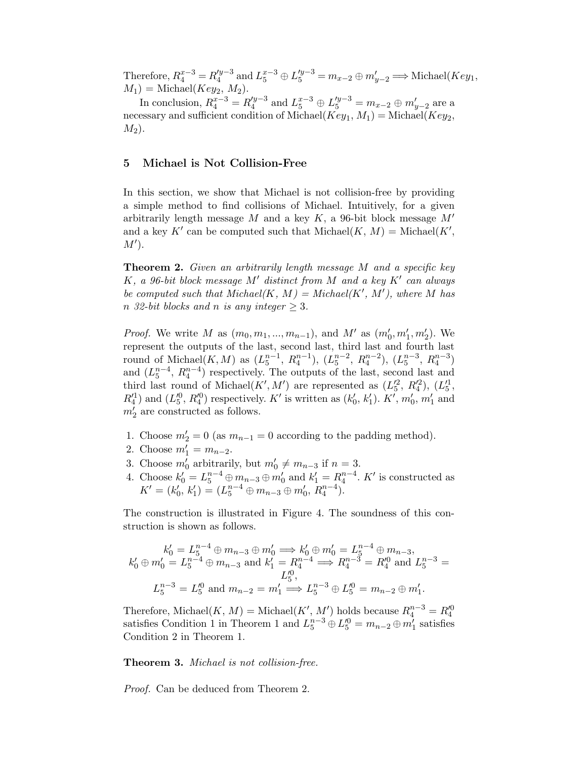Therefore, $R_4^{x-3} = R_4'^{y-3}$ and $L_5^{x-3} \oplus L_5'^{y-3} = m_{x-2} \oplus m'_{y-2} \Longrightarrow$ Michael($Key_1$, $M_1$) = Michael($Key_2$, $M_2$).

In conclusion, $R_4^{x-3} = R_4'^{y-3}$ and $L_5^{x-3} \oplus L_5'^{y-3} = m_{x-2} \oplus m'_{y-2}$ are a necessary and sufficient condition of Michael($Key_1$, $M_1$) = Michael($Key_2$, $M_2$).

## 5 Michael is Not Collision-Free

In this section, we show that Michael is not collision-free by providing a simple method to find collisions of Michael. Intuitively, for a given arbitrarily length message $M$ and a key $K$, a 96-bit block message $M'$ and a key $K'$ can be computed such that Michael($K$, $M$) = Michael($K'$, $M'$).

**Theorem 2.** *Given an arbitrarily length message $M$ and a specific key $K$, a 96-bit block message $M'$ distinct from $M$ and a key $K'$ can always be computed such that Michael($K$, $M$) = Michael($K'$, $M'$), where $M$ has $n$ 32-bit blocks and $n$ is any integer $\geq 3$.*

*Proof.* We write $M$ as $(m_0, m_1, ..., m_{n-1})$, and $M'$ as $(m'_0, m'_1, m'_2)$. We represent the outputs of the last, second last, third last and fourth last round of Michael($K,M$) as ($L_5^{n-1}$, $R_4^{n-1}$), ($L_5^{n-2}$, $R_4^{n-2}$), ($L_5^{n-3}$, $R_4^{n-3}$) and ($L_5^{n-4}$, $R_4^{n-4}$) respectively. The outputs of the last, second last and third last round of Michael($K', M'$) are represented as ($L_5'^2$, $R_4'^2$), ($L_5'^1$, $R_4'^1$) and ($L_5'^0$, $R_4'^0$) respectively. $K'$ is written as ($k'_0$, $k'_1$). $K'$, $m'_0$, $m'_1$ and $m'_2$ are constructed as follows.

1. Choose $m'_2 = 0$ (as $m_{n-1} = 0$ according to the padding method).
2. Choose $m'_1 = m_{n-2}$.
3. Choose $m'_0$ arbitrarily, but $m'_0 \neq m_{n-3}$ if $n = 3$.
4. Choose $k'_0 = L_5^{n-4} \oplus m_{n-3} \oplus m'_0$ and $k'_1 = R_4^{n-4}$. $K'$ is constructed as $K' = (k'_0, k'_1) = (L_5^{n-4} \oplus m_{n-3} \oplus m'_0, R_4^{n-4})$.

The construction is illustrated in Figure 4. The soundness of this construction is shown as follows.

$$k'_0 = L_5^{n-4} \oplus m_{n-3} \oplus m'_0 \Longrightarrow k'_0 \oplus m'_0 = L_5^{n-4} \oplus m_{n-3},$$
$$k'_0 \oplus m'_0 = L_5^{n-4} \oplus m_{n-3} \text{ and } k'_1 = R_4^{n-4} \Longrightarrow R_4^{n-3} = R_4'^0 \text{ and } L_5^{n-3} = L_5'^0,$$
$$L_5^{n-3} = L_5'^0 \text{ and } m_{n-2} = m'_1 \Longrightarrow L_5^{n-3} \oplus L_5'^0 = m_{n-2} \oplus m'_1.$$

Therefore, Michael($K$, $M$) = Michael($K'$, $M'$) holds because $R_4^{n-3} = R_4'^0$ satisfies Condition 1 in Theorem 1 and $L_5^{n-3} \oplus L_5'^0 = m_{n-2} \oplus m'_1$ satisfies Condition 2 in Theorem 1.

**Theorem 3.** *Michael is not collision-free.*

*Proof.* Can be deduced from Theorem 2.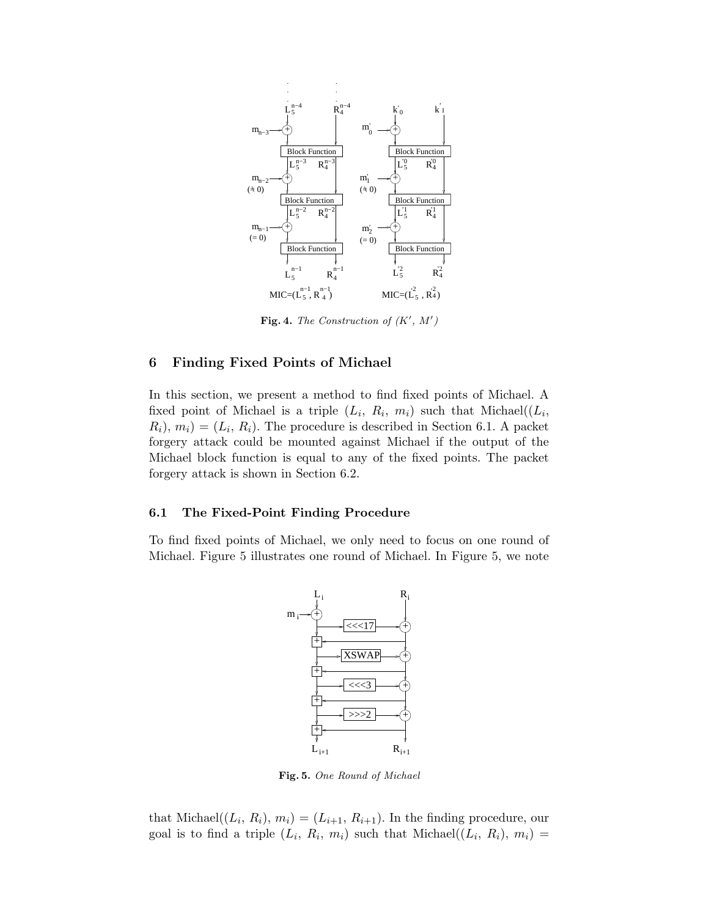**Fig. 4.** *The Construction of $(K', M')$*

## 6 Finding Fixed Points of Michael

In this section, we present a method to find fixed points of Michael. A fixed point of Michael is a triple $(L_i, R_i, m_i)$ such that Michael$((L_i, R_i), m_i) = (L_i, R_i)$. The procedure is described in Section 6.1. A packet forgery attack could be mounted against Michael if the output of the Michael block function is equal to any of the fixed points. The packet forgery attack is shown in Section 6.2.

### 6.1 The Fixed-Point Finding Procedure

To find fixed points of Michael, we only need to focus on one round of Michael. Figure 5 illustrates one round of Michael. In Figure 5, we note

**Fig. 5.** *One Round of Michael*

that Michael$((L_i, R_i), m_i) = (L_{i+1}, R_{i+1})$. In the finding procedure, our goal is to find a triple $(L_i, R_i, m_i)$ such that Michael$((L_i, R_i), m_i) =$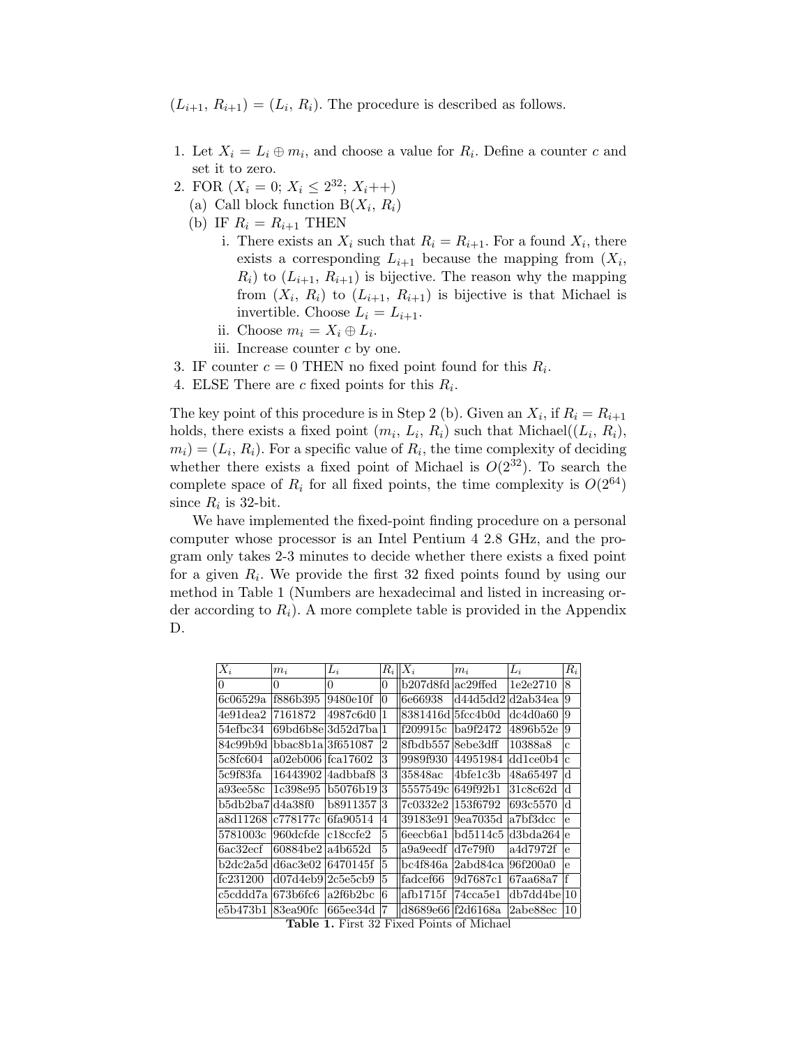$(L_{i+1}, R_{i+1}) = (L_i, R_i)$. The procedure is described as follows.

1. Let $X_i = L_i \oplus m_i$, and choose a value for $R_i$. Define a counter $c$ and set it to zero.
2. FOR ($X_i = 0$; $X_i \leq 2^{32}$; $X_i$++)
   (a) Call block function B($X_i$, $R_i$)
   (b) IF $R_i = R_{i+1}$ THEN
      i. There exists an $X_i$ such that $R_i = R_{i+1}$. For a found $X_i$, there exists a corresponding $L_{i+1}$ because the mapping from ($X_i$, $R_i$) to ($L_{i+1}$, $R_{i+1}$) is bijective. The reason why the mapping from ($X_i$, $R_i$) to ($L_{i+1}$, $R_{i+1}$) is bijective is that Michael is invertible. Choose $L_i = L_{i+1}$.
      ii. Choose $m_i = X_i \oplus L_i$.
      iii. Increase counter $c$ by one.
3. IF counter $c = 0$ THEN no fixed point found for this $R_i$.
4. ELSE There are $c$ fixed points for this $R_i$.

The key point of this procedure is in Step 2 (b). Given an $X_i$, if $R_i = R_{i+1}$ holds, there exists a fixed point ($m_i$, $L_i$, $R_i$) such that Michael(($L_i$, $R_i$), $m_i$) = ($L_i$, $R_i$). For a specific value of $R_i$, the time complexity of deciding whether there exists a fixed point of Michael is $O(2^{32})$. To search the complete space of $R_i$ for all fixed points, the time complexity is $O(2^{64})$ since $R_i$ is 32-bit.

We have implemented the fixed-point finding procedure on a personal computer whose processor is an Intel Pentium 4 2.8 GHz, and the program only takes 2-3 minutes to decide whether there exists a fixed point for a given $R_i$. We provide the first 32 fixed points found by using our method in Table 1 (Numbers are hexadecimal and listed in increasing order according to $R_i$). A more complete table is provided in the Appendix D.

| $X_i$ | $m_i$ | $L_i$ | $R_i$ | $X_i$ | $m_i$ | $L_i$ | $R_i$ |
|---|---|---|---|---|---|---|---|
| 0 | 0 | 0 | 0 | b207d8fd | ac29ffed | 1e2e2710 | 8 |
| 6c06529a | f886b395 | 9480e10f | 0 | 6e66938 | d44d5dd2 | d2ab34ea | 9 |
| 4e91dea2 | 7161872 | 4987c6d0 | 1 | 8381416d | 5fcc4b0d | dc4d0a60 | 9 |
| 54efbc34 | 69bd6b8e | 3d52d7ba | 1 | f209915c | ba9f2472 | 4896b52e | 9 |
| 84c99b9d | bbac8b1a | 3f651087 | 2 | 8fbdb557 | 8ebe3dff | 10388a8 | c |
| 5c8fc604 | a02eb006 | fca17602 | 3 | 9989f930 | 44951984 | dd1ce0b4 | c |
| 5c9f83fa | 16443902 | 4adbbaf8 | 3 | 35848ac | 4bfe1c3b | 48a65497 | d |
| a93ee58c | 1c398e95 | b5076b19 | 3 | 5557549c | 649f92b1 | 31c8c62d | d |
| b5db2ba7 | d4a38f0 | b8911357 | 3 | 7c0332e2 | 153f6792 | 693c5570 | d |
| a8d11268 | c778177c | 6fa90514 | 4 | 39183e91 | 9ea7035d | a7bf3dcc | e |
| 5781003c | 960dcfde | c18ccfe2 | 5 | 6eecb6a1 | bd5114c5 | d3bda264 | e |
| 6ac32ecf | 60884be2 | a4b652d | 5 | a9a9eedf | d7e79f0 | a4d7972f | e |
| b2dc2a5d | d6ac3e02 | 6470145f | 5 | bc4f846a | 2abd84ca | 96f200a0 | e |
| fc231200 | d07d4eb9 | 2c5e5cb9 | 5 | fadcef66 | 9d7687c1 | 67aa68a7 | f |
| c5cddd7a | 673b6fc6 | a2f6b2bc | 6 | afb1715f | 74cca5e1 | db7dd4be | 10 |
| e5b473b1 | 83ea90fc | 665ee34d | 7 | d8689e66 | f2d6168a | 2abe88ec | 10 |

**Table 1.** First 32 Fixed Points of Michael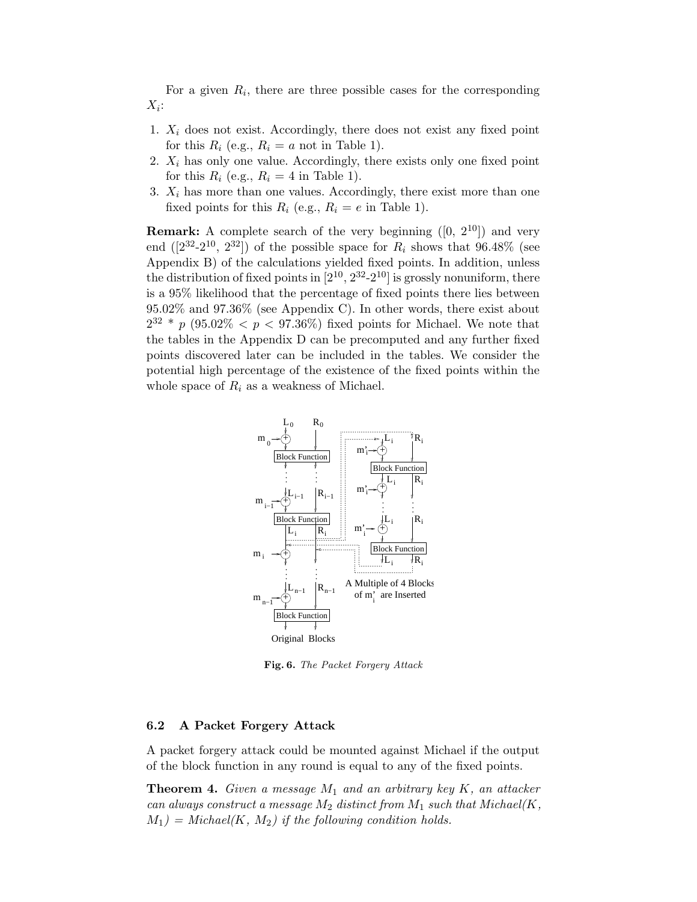For a given $R_i$, there are three possible cases for the corresponding $X_i$:

1. $X_i$ does not exist. Accordingly, there does not exist any fixed point for this $R_i$ (e.g., $R_i = a$ not in Table 1).
2. $X_i$ has only one value. Accordingly, there exists only one fixed point for this $R_i$ (e.g., $R_i = 4$ in Table 1).
3. $X_i$ has more than one values. Accordingly, there exist more than one fixed points for this $R_i$ (e.g., $R_i = e$ in Table 1).

**Remark:** A complete search of the very beginning ([0, $2^{10}$]) and very end ([$2^{32}$-$2^{10}$, $2^{32}$]) of the possible space for $R_i$ shows that 96.48% (see Appendix B) of the calculations yielded fixed points. In addition, unless the distribution of fixed points in [$2^{10}$, $2^{32}$-$2^{10}$] is grossly nonuniform, there is a 95% likelihood that the percentage of fixed points there lies between 95.02% and 97.36% (see Appendix C). In other words, there exist about $2^{32} * p$ ($95.02\% < p < 97.36\%$) fixed points for Michael. We note that the tables in the Appendix D can be precomputed and any further fixed points discovered later can be included in the tables. We consider the potential high percentage of the existence of the fixed points within the whole space of $R_i$ as a weakness of Michael.

**Fig. 6.** *The Packet Forgery Attack*

### 6.2 A Packet Forgery Attack

A packet forgery attack could be mounted against Michael if the output of the block function in any round is equal to any of the fixed points.

**Theorem 4.** *Given a message $M_1$ and an arbitrary key $K$, an attacker can always construct a message $M_2$ distinct from $M_1$ such that Michael($K$, $M_1$) = Michael($K$, $M_2$) if the following condition holds.*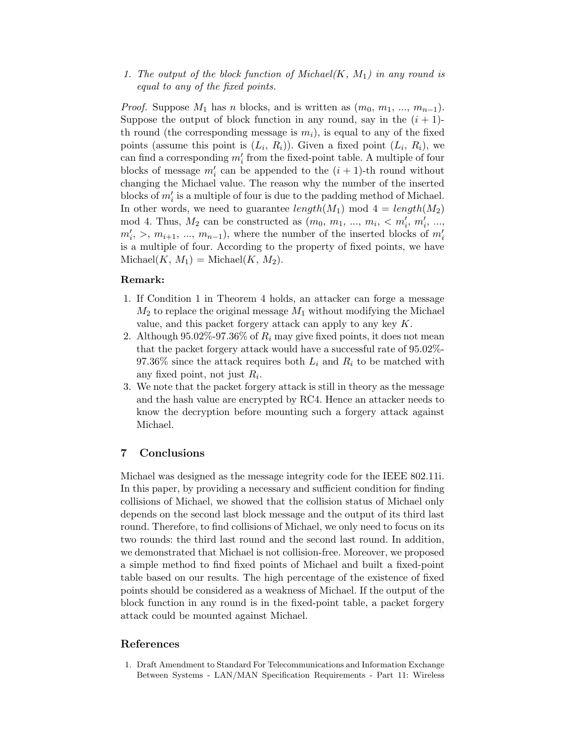1. *The output of the block function of Michael($K$, $M_1$) in any round is equal to any of the fixed points.*

*Proof.* Suppose $M_1$ has $n$ blocks, and is written as ($m_0$, $m_1$, ..., $m_{n-1}$). Suppose the output of block function in any round, say in the $(i+1)$-th round (the corresponding message is $m_i$), is equal to any of the fixed points (assume this point is ($L_i$, $R_i$)). Given a fixed point ($L_i$, $R_i$), we can find a corresponding $m'_i$ from the fixed-point table. A multiple of four blocks of message $m'_i$ can be appended to the $(i+1)$-th round without changing the Michael value. The reason why the number of the inserted blocks of $m'_i$ is a multiple of four is due to the padding method of Michael. In other words, we need to guarantee $length(M_1)$ mod 4 = $length(M_2)$ mod 4. Thus, $M_2$ can be constructed as ($m_0$, $m_1$, ..., $m_i$, < $m'_i$, $m'_i$, ..., $m'_i$, >, $m_{i+1}$, ..., $m_{n-1}$), where the number of the inserted blocks of $m'_i$ is a multiple of four. According to the property of fixed points, we have Michael($K$, $M_1$) = Michael($K$, $M_2$).

**Remark:**

1. If Condition 1 in Theorem 4 holds, an attacker can forge a message $M_2$ to replace the original message $M_1$ without modifying the Michael value, and this packet forgery attack can apply to any key $K$.
2. Although 95.02%-97.36% of $R_i$ may give fixed points, it does not mean that the packet forgery attack would have a successful rate of 95.02%-97.36% since the attack requires both $L_i$ and $R_i$ to be matched with any fixed point, not just $R_i$.
3. We note that the packet forgery attack is still in theory as the message and the hash value are encrypted by RC4. Hence an attacker needs to know the decryption before mounting such a forgery attack against Michael.

## 7 Conclusions

Michael was designed as the message integrity code for the IEEE 802.11i. In this paper, by providing a necessary and sufficient condition for finding collisions of Michael, we showed that the collision status of Michael only depends on the second last block message and the output of its third last round. Therefore, to find collisions of Michael, we only need to focus on its two rounds: the third last round and the second last round. In addition, we demonstrated that Michael is not collision-free. Moreover, we proposed a simple method to find fixed points of Michael and built a fixed-point table based on our results. The high percentage of the existence of fixed points should be considered as a weakness of Michael. If the output of the block function in any round is in the fixed-point table, a packet forgery attack could be mounted against Michael.

## References

1. Draft Amendment to Standard For Telecommunications and Information Exchange Between Systems - LAN/MAN Specification Requirements - Part 11: Wireless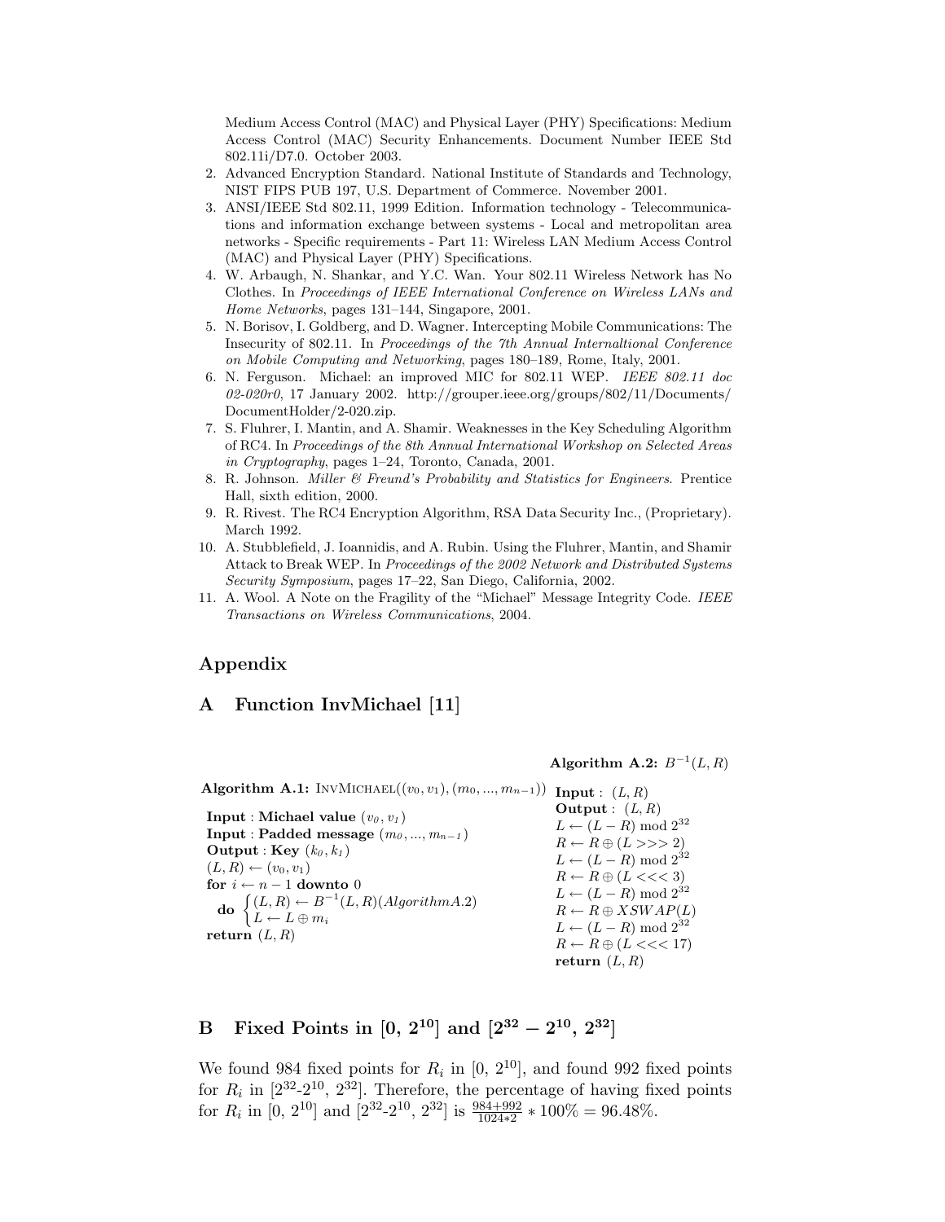Medium Access Control (MAC) and Physical Layer (PHY) Specifications: Medium Access Control (MAC) Security Enhancements. Document Number IEEE Std 802.11i/D7.0. October 2003.

2. Advanced Encryption Standard. National Institute of Standards and Technology, NIST FIPS PUB 197, U.S. Department of Commerce. November 2001.
3. ANSI/IEEE Std 802.11, 1999 Edition. Information technology - Telecommunications and information exchange between systems - Local and metropolitan area networks - Specific requirements - Part 11: Wireless LAN Medium Access Control (MAC) and Physical Layer (PHY) Specifications.
4. W. Arbaugh, N. Shankar, and Y.C. Wan. Your 802.11 Wireless Network has No Clothes. In *Proceedings of IEEE International Conference on Wireless LANs and Home Networks*, pages 131–144, Singapore, 2001.
5. N. Borisov, I. Goldberg, and D. Wagner. Intercepting Mobile Communications: The Insecurity of 802.11. In *Proceedings of the 7th Annual Internaltional Conference on Mobile Computing and Networking*, pages 180–189, Rome, Italy, 2001.
6. N. Ferguson. Michael: an improved MIC for 802.11 WEP. *IEEE 802.11 doc 02-020r0*, 17 January 2002. http://grouper.ieee.org/groups/802/11/Documents/DocumentHolder/2-020.zip.
7. S. Fluhrer, I. Mantin, and A. Shamir. Weaknesses in the Key Scheduling Algorithm of RC4. In *Proceedings of the 8th Annual International Workshop on Selected Areas in Cryptography*, pages 1–24, Toronto, Canada, 2001.
8. R. Johnson. *Miller & Freund's Probability and Statistics for Engineers*. Prentice Hall, sixth edition, 2000.
9. R. Rivest. The RC4 Encryption Algorithm, RSA Data Security Inc., (Proprietary). March 1992.
10. A. Stubblefield, J. Ioannidis, and A. Rubin. Using the Fluhrer, Mantin, and Shamir Attack to Break WEP. In *Proceedings of the 2002 Network and Distributed Systems Security Symposium*, pages 17–22, San Diego, California, 2002.
11. A. Wool. A Note on the Fragility of the "Michael" Message Integrity Code. *IEEE Transactions on Wireless Communications*, 2004.

## Appendix

## A Function InvMichael [11]

**Algorithm A.1:** InvMichael$((v_0, v_1), (m_0, ..., m_{n-1}))$

**Input** : **Michael value** $(v_0, v_1)$
**Input** : **Padded message** $(m_0, ..., m_{n-1})$
**Output** : **Key** $(k_0, k_1)$
$(L, R) \leftarrow (v_0, v_1)$
**for** $i \leftarrow n-1$ **downto** $0$
**do** $\begin{cases} (L, R) \leftarrow B^{-1}(L, R) (Algorithm A.2) \\ L \leftarrow L \oplus m_i \end{cases}$
**return** $(L, R)$

**Algorithm A.2:** $B^{-1}(L, R)$

**Input** : $(L, R)$
**Output** : $(L, R)$
$L \leftarrow (L - R) \bmod 2^{32}$
$R \leftarrow R \oplus (L >>> 2)$
$L \leftarrow (L - R) \bmod 2^{32}$
$R \leftarrow R \oplus (L <<< 3)$
$L \leftarrow (L - R) \bmod 2^{32}$
$R \leftarrow R \oplus XSWAP(L)$
$L \leftarrow (L - R) \bmod 2^{32}$
$R \leftarrow R \oplus (L <<< 17)$
**return** $(L, R)$

## B Fixed Points in $[0, 2^{10}]$ and $[2^{32} - 2^{10}, 2^{32}]$

We found 984 fixed points for $R_i$ in $[0, 2^{10}]$, and found 992 fixed points for $R_i$ in $[2^{32}\text{-}2^{10}, 2^{32}]$. Therefore, the percentage of having fixed points for $R_i$ in $[0, 2^{10}]$ and $[2^{32}\text{-}2^{10}, 2^{32}]$ is $\frac{984+992}{1024*2} * 100\% = 96.48\%$.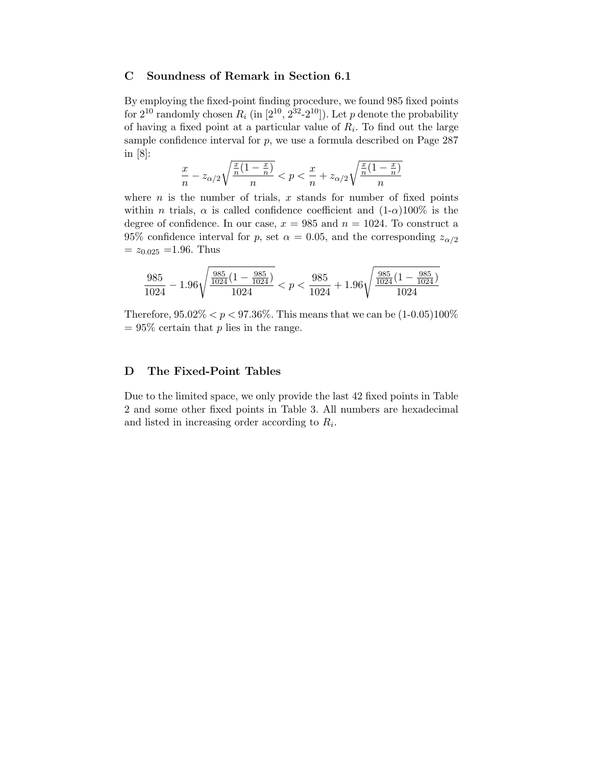## C Soundness of Remark in Section 6.1

By employing the fixed-point finding procedure, we found 985 fixed points for $2^{10}$ randomly chosen $R_i$ (in [$2^{10}$, $2^{32}$-$2^{10}$]). Let $p$ denote the probability of having a fixed point at a particular value of $R_i$. To find out the large sample confidence interval for $p$, we use a formula described on Page 287 in [8]:

$$\frac{x}{n} - z_{\alpha/2}\sqrt{\frac{\frac{x}{n}(1-\frac{x}{n})}{n}} < p < \frac{x}{n} + z_{\alpha/2}\sqrt{\frac{\frac{x}{n}(1-\frac{x}{n})}{n}}$$

where $n$ is the number of trials, $x$ stands for number of fixed points within $n$ trials, $\alpha$ is called confidence coefficient and (1-$\alpha$)100% is the degree of confidence. In our case, $x$ = 985 and $n$ = 1024. To construct a 95% confidence interval for $p$, set $\alpha$ = 0.05, and the corresponding $z_{\alpha/2}$ = $z_{0.025}$ =1.96. Thus

$$\frac{985}{1024} - 1.96\sqrt{\frac{\frac{985}{1024}(1-\frac{985}{1024})}{1024}} < p < \frac{985}{1024} + 1.96\sqrt{\frac{\frac{985}{1024}(1-\frac{985}{1024})}{1024}}$$

Therefore, $95.02\% < p < 97.36\%$. This means that we can be (1-0.05)100% = 95% certain that $p$ lies in the range.

## D The Fixed-Point Tables

Due to the limited space, we only provide the last 42 fixed points in Table 2 and some other fixed points in Table 3. All numbers are hexadecimal and listed in increasing order according to $R_i$.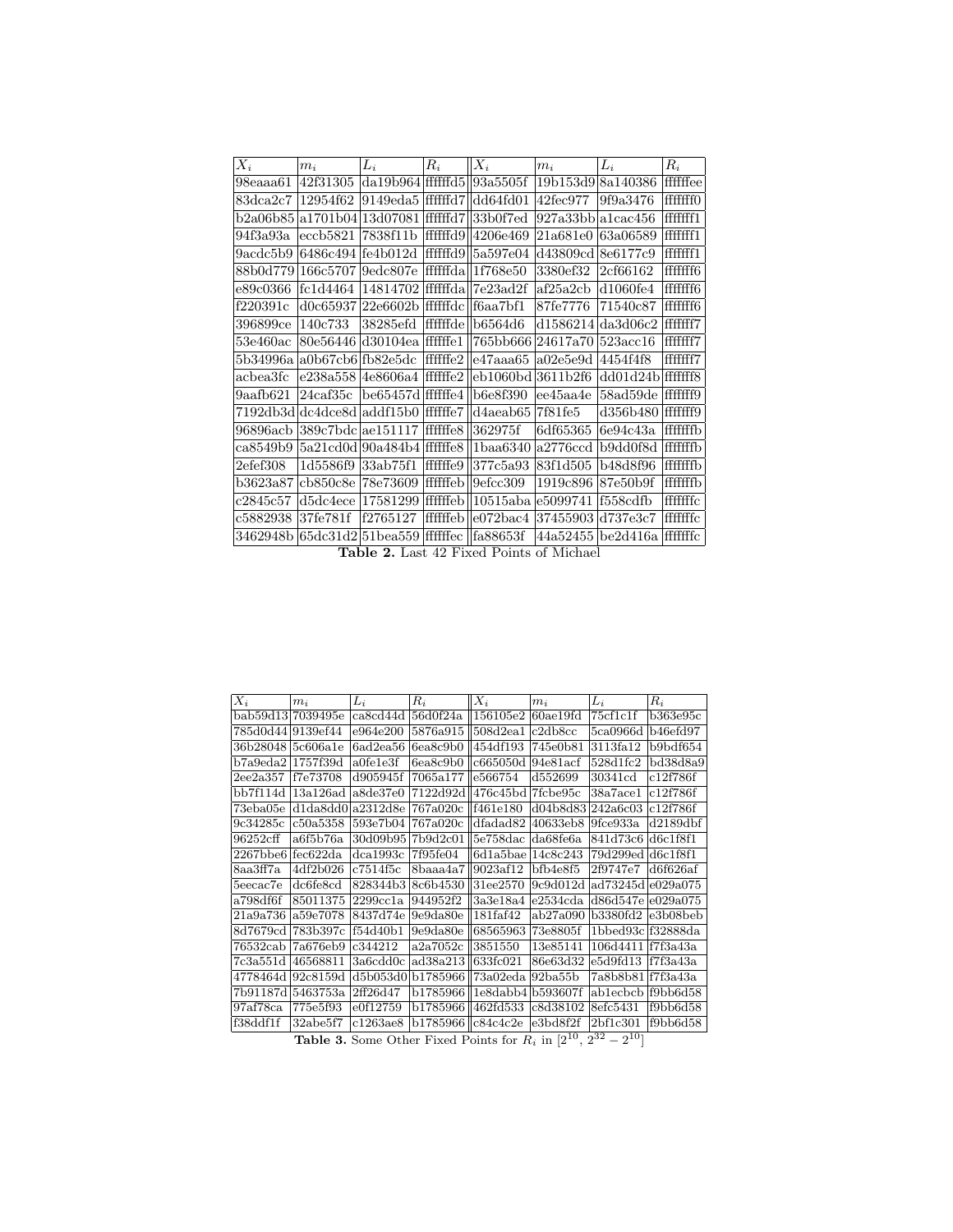| $X_i$ | $m_i$ | $L_i$ | $R_i$ | $X_i$ | $m_i$ | $L_i$ | $R_i$ |
|---|---|---|---|---|---|---|---|
| 98eaaa61 | 42f31305 | da19b964 | ffffffd5 | 93a5505f | 19b153d9 | 8a140386 | ffffffee |
| 83dca2c7 | 12954f62 | 9149eda5 | ffffffd7 | dd64fd01 | 42fec977 | 9f9a3476 | fffffff0 |
| b2a06b85 | a1701b04 | 13d07081 | ffffffd7 | 33b0f7ed | 927a33bb | a1cac456 | fffffff1 |
| 94f3a93a | eccb5821 | 7838f11b | ffffffd9 | 4206e469 | 21a681e0 | 63a06589 | fffffff1 |
| 9acdc5b9 | 6486c494 | fe4b012d | ffffffd9 | 5a597e04 | d43809cd | 8e6177c9 | fffffff1 |
| 88b0d779 | 166c5707 | 9edc807e | ffffffda | 1f768e50 | 3380ef32 | 2cf66162 | fffffff6 |
| e89c0366 | fc1d4464 | 14814702 | ffffffda | 7e23ad2f | af25a2cb | d1060fe4 | fffffff6 |
| f220391c | d0c65937 | 22e6602b | ffffffdc | f6aa7bf1 | 87fe7776 | 71540c87 | fffffff6 |
| 396899ce | 140c733 | 38285efd | ffffffde | b6564d6 | d1586214 | da3d06c2 | fffffff7 |
| 53e460ac | 80e56446 | d30104ea | ffffffe1 | 765bb666 | 24617a70 | 523acc16 | fffffff7 |
| 5b34996a | a0b67cb6 | fb82e5dc | ffffffe2 | e47aaa65 | a02e5e9d | 4454f4f8 | fffffff7 |
| acbea3fc | e238a558 | 4e8606a4 | ffffffe2 | eb1060bd | 3611b2f6 | dd01d24b | fffffff8 |
| 9aafb621 | 24caf35c | be65457d | ffffffe4 | b6e8f390 | ee45aa4e | 58ad59de | fffffff9 |
| 7192db3d | dc4dce8d | addf15b0 | ffffffe7 | d4aeab65 | 7f81fe5 | d356b480 | fffffff9 |
| 96896acb | 389c7bdc | ae151117 | ffffffe8 | 362975f | 6df65365 | 6e94c43a | fffffffb |
| ca8549b9 | 5a21cd0d | 90a484b4 | ffffffe8 | 1baa6340 | a2776ccd | b9dd0f8d | fffffffb |
| 2efef308 | 1d5586f9 | 33ab75f1 | ffffffe9 | 377c5a93 | 83f1d505 | b48d8f96 | fffffffb |
| b3623a87 | cb850c8e | 78e73609 | ffffffeb | 9efcc309 | 1919c896 | 87e50b9f | fffffffb |
| c2845c57 | d5dc4ece | 17581299 | ffffffeb | 10515aba | e5099741 | f558cdfb | fffffffc |
| c5882938 | 37fe781f | f2765127 | ffffffeb | e072bac4 | 37455903 | d737e3c7 | fffffffc |
| 3462948b | 65dc31d2 | 51bea559 | ffffffec | fa88653f | 44a52455 | be2d416a | fffffffc |

**Table 2.** Last 42 Fixed Points of Michael

| $X_i$ | $m_i$ | $L_i$ | $R_i$ | $X_i$ | $m_i$ | $L_i$ | $R_i$ |
|---|---|---|---|---|---|---|---|
| bab59d13 | 7039495e | ca8cd44d | 56d0f24a | 156105e2 | 60ae19fd | 75cf1c1f | b363e95c |
| 785d0d44 | 9139ef44 | e964e200 | 5876a915 | 508d2ea1 | c2db8cc | 5ca0966d | b46efd97 |
| 36b28048 | 5c606a1e | 6ad2ea56 | 6ea8c9b0 | 454df193 | 745e0b81 | 3113fa12 | b9bdf654 |
| b7a9eda2 | 1757f39d | a0fe1e3f | 6ea8c9b0 | c665050d | 94e81acf | 528d1fc2 | bd38d8a9 |
| 2ee2a357 | f7e73708 | d905945f | 7065a177 | e566754 | d552699 | 30341cd | c12f786f |
| bb7f114d | 13a126ad | a8de37e0 | 7122d92d | 476c45bd | 7fcbe95c | 38a7ace1 | c12f786f |
| 73eba05e | d1da8dd0 | a2312d8e | 767a020c | f461e180 | d04b8d83 | 242a6c03 | c12f786f |
| 9c34285c | c50a5358 | 593e7b04 | 767a020c | dfadad82 | 40633eb8 | 9fce933a | d2189dbf |
| 96252cff | a6f5b76a | 30d09b95 | 7b9d2c01 | 5e758dac | da68fe6a | 841d73c6 | d6c1f8f1 |
| 2267bbe6 | fec622da | dca1993c | 7f95fe04 | 6d1a5bae | 14c8c243 | 79d299ed | d6c1f8f1 |
| 8aa3ff7a | 4df2b026 | c7514f5c | 8baaa4a7 | 9023af12 | bfb4e8f5 | 2f9747e7 | d6f626af |
| 5eecac7e | dc6fe8cd | 828344b3 | 8c6b4530 | 31ee2570 | 9c9d012d | ad73245d | e029a075 |
| a798df6f | 85011375 | 2299cc1a | 944952f2 | 3a3e18a4 | e2534cda | d86d547e | e029a075 |
| 21a9a736 | a59e7078 | 8437d74e | 9e9da80e | 181faf42 | ab27a090 | b3380fd2 | e3b08beb |
| 8d7679cd | 783b397c | f54d40b1 | 9e9da80e | 68565963 | 73e8805f | 1bbed93c | f32888da |
| 76532cab | 7a676eb9 | c344212 | a2a7052c | 3851550 | 13e85141 | 106d4411 | f7f3a43a |
| 7c3a551d | 46568811 | 3a6cdd0c | ad38a213 | 633fc021 | 86e63d32 | e5d9fd13 | f7f3a43a |
| 4778464d | 92c8159d | d5b053d0 | b1785966 | 73a02eda | 92ba55b | 7a8b8b81 | f7f3a43a |
| 7b91187d | 5463753a | 2ff26d47 | b1785966 | 1e8dabb4 | b593607f | ab1ecbcb | f9bb6d58 |
| 97af78ca | 775e5f93 | e0f12759 | b1785966 | 462fd533 | c8d38102 | 8efc5431 | f9bb6d58 |
| f38ddf1f | 32abe5f7 | c1263ae8 | b1785966 | c84c4c2e | e3bd8f2f | 2bf1c301 | f9bb6d58 |

**Table 3.** Some Other Fixed Points for $R_i$ in $[2^{10},\ 2^{32}-2^{10}]$